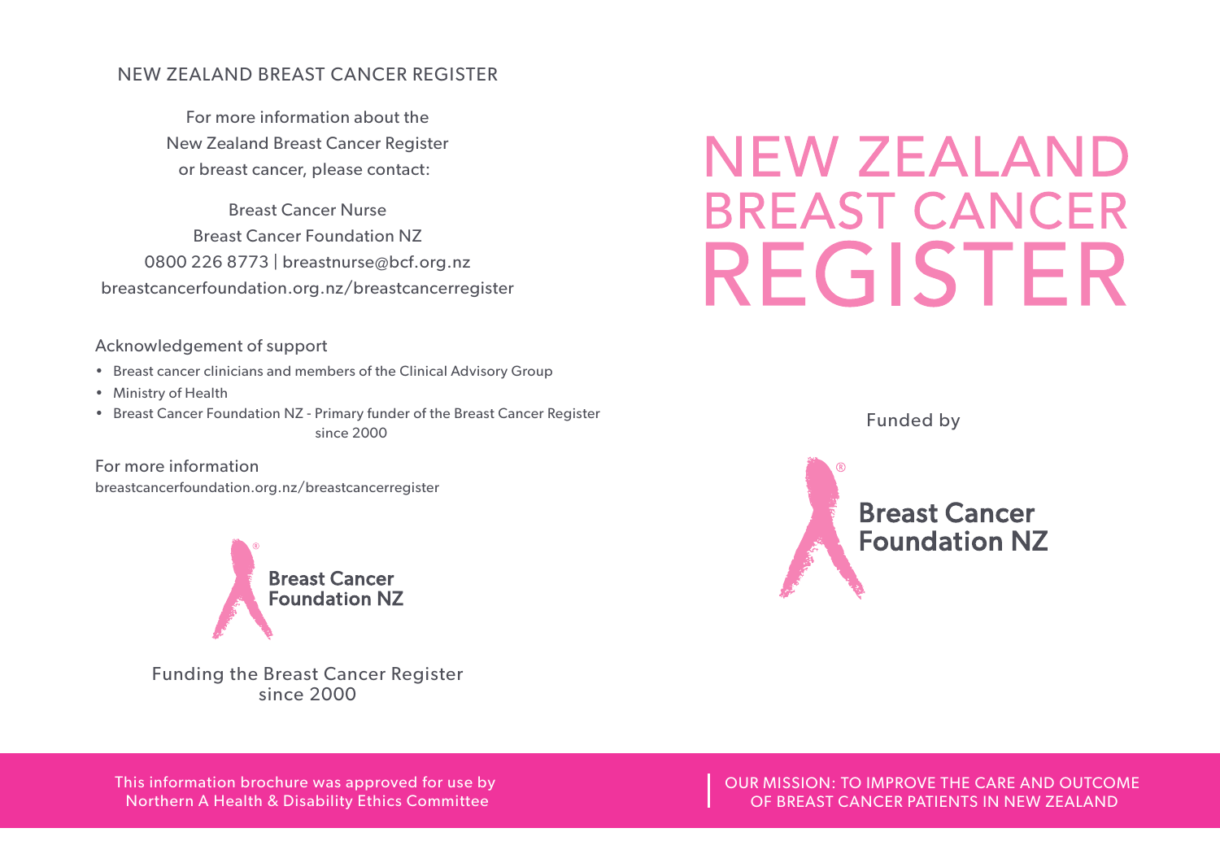NEW ZEALAND BREAST CANCER REGISTER

For more information about the
New Zealand Breast Cancer Register
or breast cancer, please contact:

Breast Cancer Nurse
Breast Cancer Foundation NZ
0800 226 8773 | breastnurse@bcf.org.nz
breastcancerfoundation.org.nz/breastcancerregister

Acknowledgement of support

- Breast cancer clinicians and members of the Clinical Advisory Group
- Ministry of Health
- Breast Cancer Foundation NZ - Primary funder of the Breast Cancer Register since 2000

For more information
breastcancerfoundation.org.nz/breastcancerregister

Breast Cancer Foundation NZ

Funding the Breast Cancer Register since 2000

This information brochure was approved for use by Northern A Health & Disability Ethics Committee

# NEW ZEALAND BREAST CANCER REGISTER

Funded by

Breast Cancer Foundation NZ

OUR MISSION: TO IMPROVE THE CARE AND OUTCOME OF BREAST CANCER PATIENTS IN NEW ZEALAND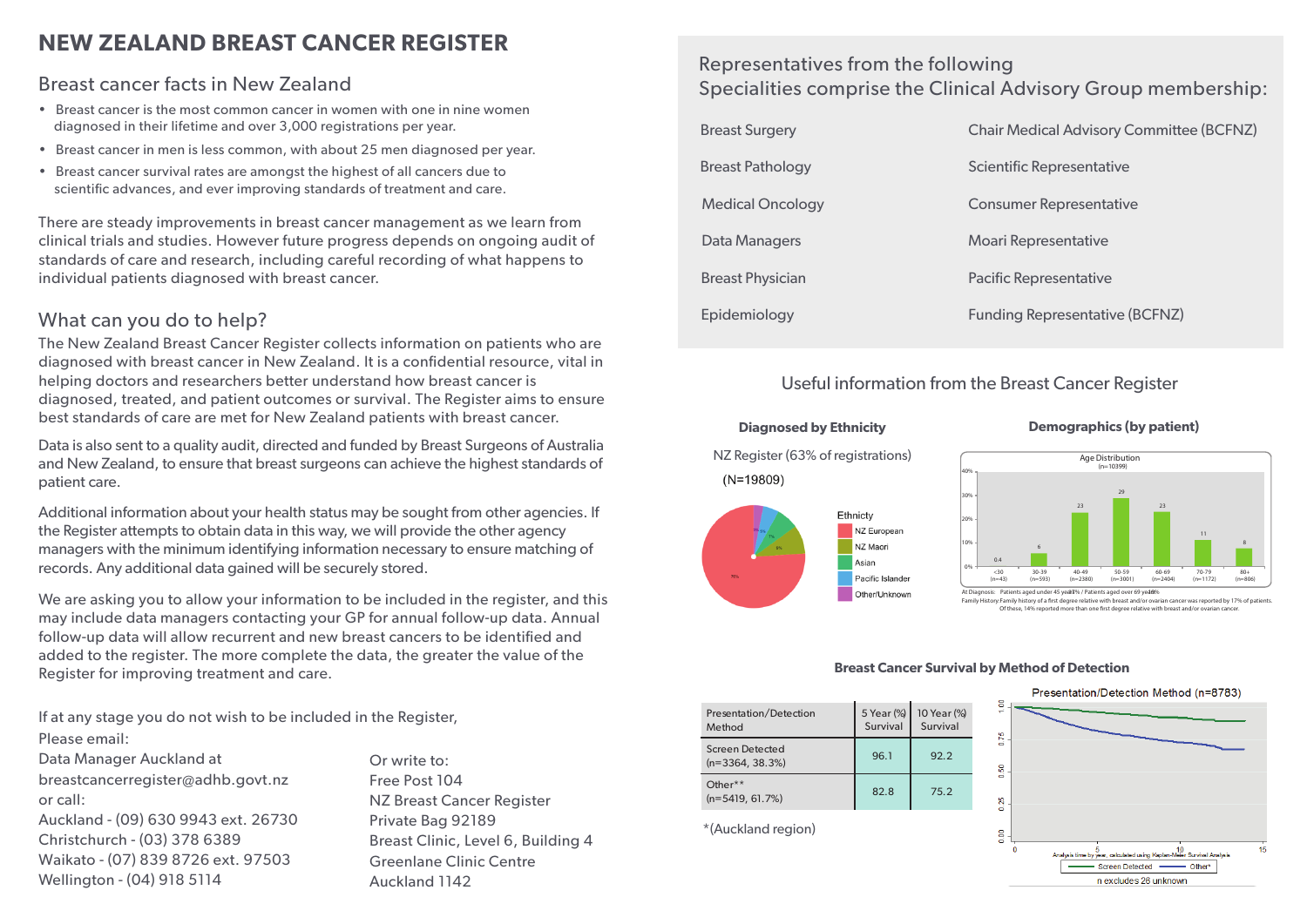# NEW ZEALAND BREAST CANCER REGISTER

## Breast cancer facts in New Zealand

- Breast cancer is the most common cancer in women with one in nine women diagnosed in their lifetime and over 3,000 registrations per year.
- Breast cancer in men is less common, with about 25 men diagnosed per year.
- Breast cancer survival rates are amongst the highest of all cancers due to scientific advances, and ever improving standards of treatment and care.

There are steady improvements in breast cancer management as we learn from clinical trials and studies. However future progress depends on ongoing audit of standards of care and research, including careful recording of what happens to individual patients diagnosed with breast cancer.

## What can you do to help?

The New Zealand Breast Cancer Register collects information on patients who are diagnosed with breast cancer in New Zealand. It is a confidential resource, vital in helping doctors and researchers better understand how breast cancer is diagnosed, treated, and patient outcomes or survival. The Register aims to ensure best standards of care are met for New Zealand patients with breast cancer.

Data is also sent to a quality audit, directed and funded by Breast Surgeons of Australia and New Zealand, to ensure that breast surgeons can achieve the highest standards of patient care.

Additional information about your health status may be sought from other agencies. If the Register attempts to obtain data in this way, we will provide the other agency managers with the minimum identifying information necessary to ensure matching of records. Any additional data gained will be securely stored.

We are asking you to allow your information to be included in the register, and this may include data managers contacting your GP for annual follow-up data. Annual follow-up data will allow recurrent and new breast cancers to be identified and added to the register. The more complete the data, the greater the value of the Register for improving treatment and care.

If at any stage you do not wish to be included in the Register,

Please email:

Data Manager Auckland at
breastcancerregister@adhb.govt.nz
or call:
Auckland - (09) 630 9943 ext. 26730
Christchurch - (03) 378 6389
Waikato - (07) 839 8726 ext. 97503
Wellington - (04) 918 5114

Or write to:
Free Post 104
NZ Breast Cancer Register
Private Bag 92189
Breast Clinic, Level 6, Building 4
Greenlane Clinic Centre
Auckland 1142

## Representatives from the following Specialities comprise the Clinical Advisory Group membership:

| | |
|---|---|
| Breast Surgery | Chair Medical Advisory Committee (BCFNZ) |
| Breast Pathology | Scientific Representative |
| Medical Oncology | Consumer Representative |
| Data Managers | Moari Representative |
| Breast Physician | Pacific Representative |
| Epidemiology | Funding Representative (BCFNZ) |

## Useful information from the Breast Cancer Register

**Diagnosed by Ethnicity**

NZ Register (63% of registrations)

(N=19809)

Ethnicity
NZ European
NZ Maori
Asian
Pacific Islander
Other/Unknown

78%
9%
7%
5%
3%

**Demographics (by patient)**

Age Distribution
(n=10399)

40%
30%
20%
10%
0%

0.4
6
23
29
23
11
8

<30 (n=43)
30-39 (n=593)
40-49 (n=2380)
50-59 (n=3001)
60-69 (n=2404)
70-79 (n=1172)
80+ (n=806)

At Diagnosis: Patients aged under 45 years: 12% / Patients aged over 69 years: 19%

Family History: Family history of a first degree relative with breast and/or ovarian cancer was reported by 17% of patients. Of these, 14% reported more than one first degree relative with breast and/or ovarian cancer.

**Breast Cancer Survival by Method of Detection**

| Presentation/Detection Method | 5 Year (%) Survival | 10 Year (%) Survival |
|---|---|---|
| Screen Detected (n=3364, 38.3%) | 96.1 | 92.2 |
| Other** (n=5419, 61.7%) | 82.8 | 75.2 |

*(Auckland region)

Presentation/Detection Method (n=8783)

1.00
0.75
0.50
0.25
0.00

0
5
10
15

Analysis time by year, calculated using Kaplan-Meier Survival Analysis

Screen Detected
Other*

n excludes 26 unknown